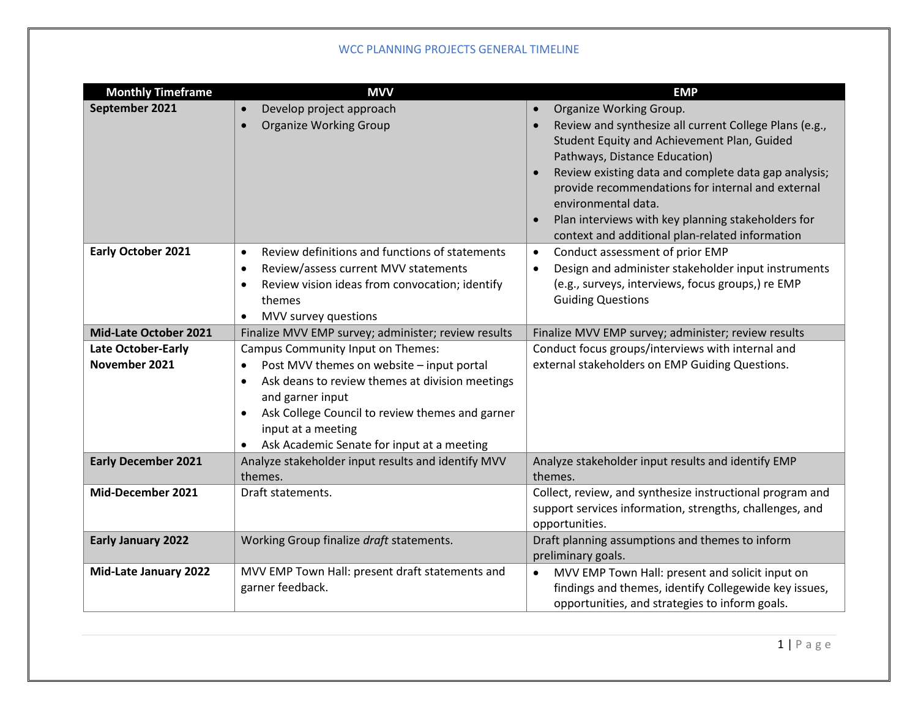# WCC PLANNING PROJECTS GENERAL TIMELINE

| Monthly Timeframe | MVV | EMP |
|---|---|---|
| **September 2021** | • Develop project approach<br>• Organize Working Group | • Organize Working Group.<br>• Review and synthesize all current College Plans (e.g., Student Equity and Achievement Plan, Guided Pathways, Distance Education)<br>• Review existing data and complete data gap analysis; provide recommendations for internal and external environmental data.<br>• Plan interviews with key planning stakeholders for context and additional plan-related information |
| **Early October 2021** | • Review definitions and functions of statements<br>• Review/assess current MVV statements<br>• Review vision ideas from convocation; identify themes<br>• MVV survey questions | • Conduct assessment of prior EMP<br>• Design and administer stakeholder input instruments (e.g., surveys, interviews, focus groups,) re EMP Guiding Questions |
| **Mid-Late October 2021** | Finalize MVV EMP survey; administer; review results | Finalize MVV EMP survey; administer; review results |
| **Late October-Early November 2021** | Campus Community Input on Themes:<br>• Post MVV themes on website – input portal<br>• Ask deans to review themes at division meetings and garner input<br>• Ask College Council to review themes and garner input at a meeting<br>• Ask Academic Senate for input at a meeting | Conduct focus groups/interviews with internal and external stakeholders on EMP Guiding Questions. |
| **Early December 2021** | Analyze stakeholder input results and identify MVV themes. | Analyze stakeholder input results and identify EMP themes. |
| **Mid-December 2021** | Draft statements. | Collect, review, and synthesize instructional program and support services information, strengths, challenges, and opportunities. |
| **Early January 2022** | Working Group finalize *draft* statements. | Draft planning assumptions and themes to inform preliminary goals. |
| **Mid-Late January 2022** | MVV EMP Town Hall: present draft statements and garner feedback. | • MVV EMP Town Hall: present and solicit input on findings and themes, identify Collegewide key issues, opportunities, and strategies to inform goals. |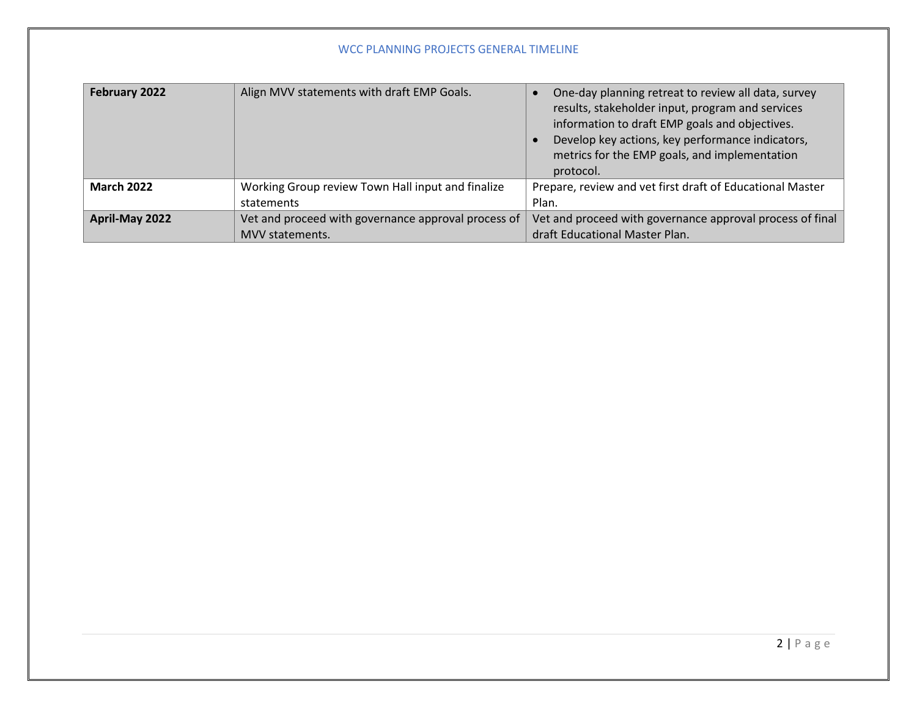| | | |
|---|---|---|
| **February 2022** | Align MVV statements with draft EMP Goals. | • One-day planning retreat to review all data, survey results, stakeholder input, program and services information to draft EMP goals and objectives.<br>• Develop key actions, key performance indicators, metrics for the EMP goals, and implementation protocol. |
| **March 2022** | Working Group review Town Hall input and finalize statements | Prepare, review and vet first draft of Educational Master Plan. |
| **April-May 2022** | Vet and proceed with governance approval process of MVV statements. | Vet and proceed with governance approval process of final draft Educational Master Plan. |